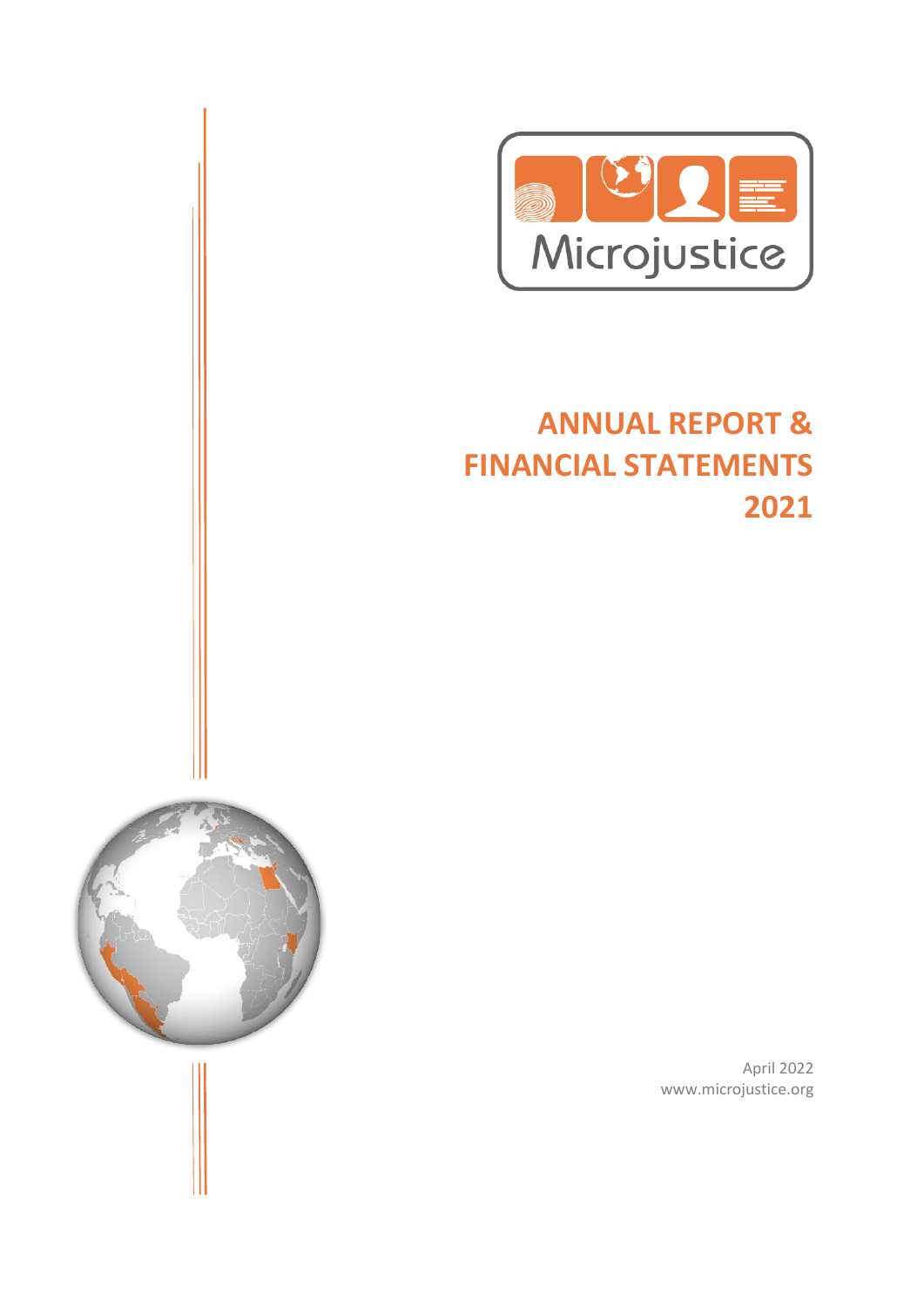Microjustice

# ANNUAL REPORT & FINANCIAL STATEMENTS 2021

April 2022

www.microjustice.org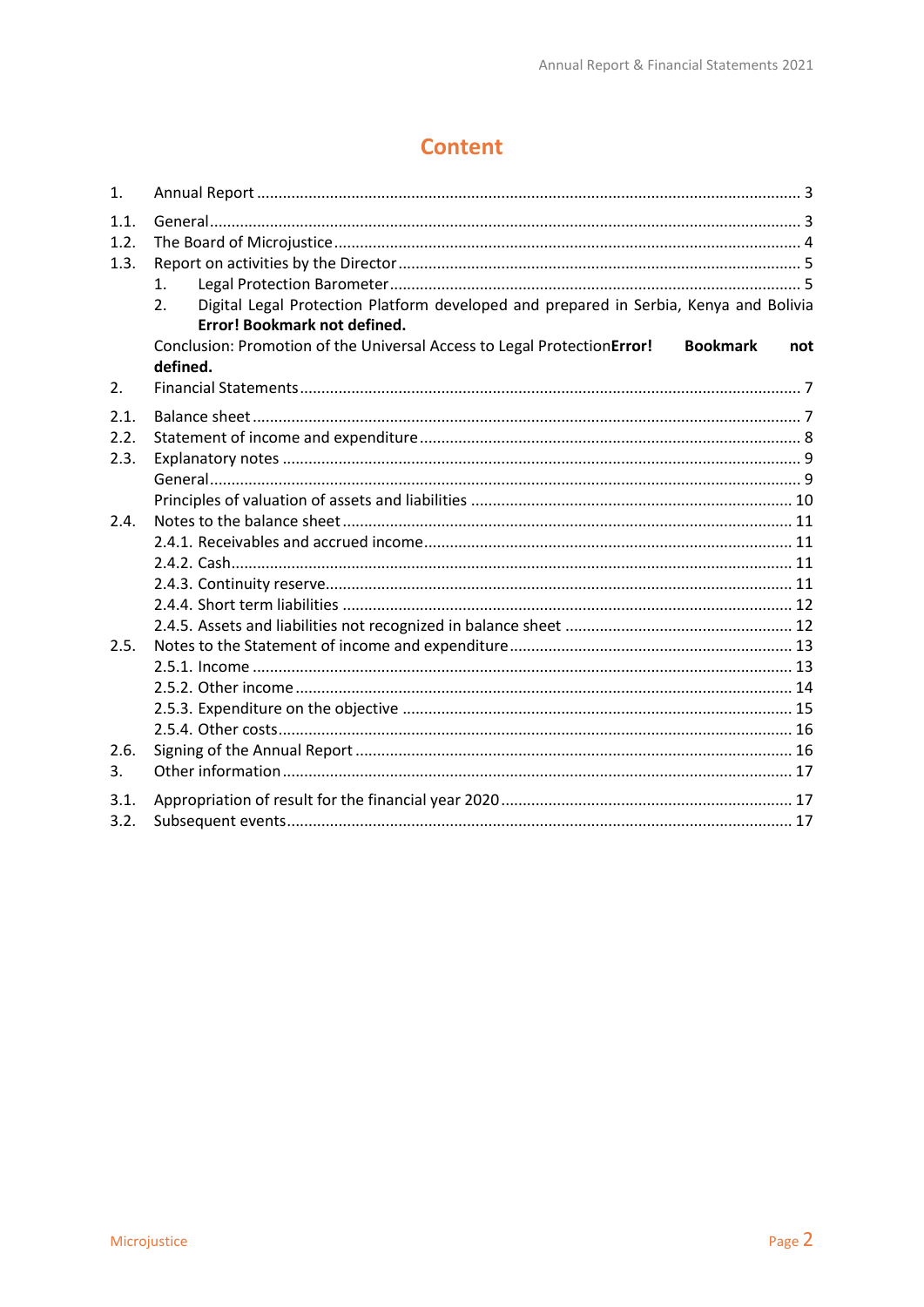# Content

| | | |
|---|---|---|
| 1. | Annual Report | 3 |
| 1.1. | General | 3 |
| 1.2. | The Board of Microjustice | 4 |
| 1.3. | Report on activities by the Director | 5 |
| | 1. Legal Protection Barometer | 5 |
| | 2. Digital Legal Protection Platform developed and prepared in Serbia, Kenya and Bolivia **Error! Bookmark not defined.** | |
| | Conclusion: Promotion of the Universal Access to Legal Protection**Error! Bookmark not defined.** | |
| 2. | Financial Statements | 7 |
| 2.1. | Balance sheet | 7 |
| 2.2. | Statement of income and expenditure | 8 |
| 2.3. | Explanatory notes | 9 |
| | General | 9 |
| | Principles of valuation of assets and liabilities | 10 |
| 2.4. | Notes to the balance sheet | 11 |
| | 2.4.1. Receivables and accrued income | 11 |
| | 2.4.2. Cash | 11 |
| | 2.4.3. Continuity reserve | 11 |
| | 2.4.4. Short term liabilities | 12 |
| | 2.4.5. Assets and liabilities not recognized in balance sheet | 12 |
| 2.5. | Notes to the Statement of income and expenditure | 13 |
| | 2.5.1. Income | 13 |
| | 2.5.2. Other income | 14 |
| | 2.5.3. Expenditure on the objective | 15 |
| | 2.5.4. Other costs | 16 |
| 2.6. | Signing of the Annual Report | 16 |
| 3. | Other information | 17 |
| 3.1. | Appropriation of result for the financial year 2020 | 17 |
| 3.2. | Subsequent events | 17 |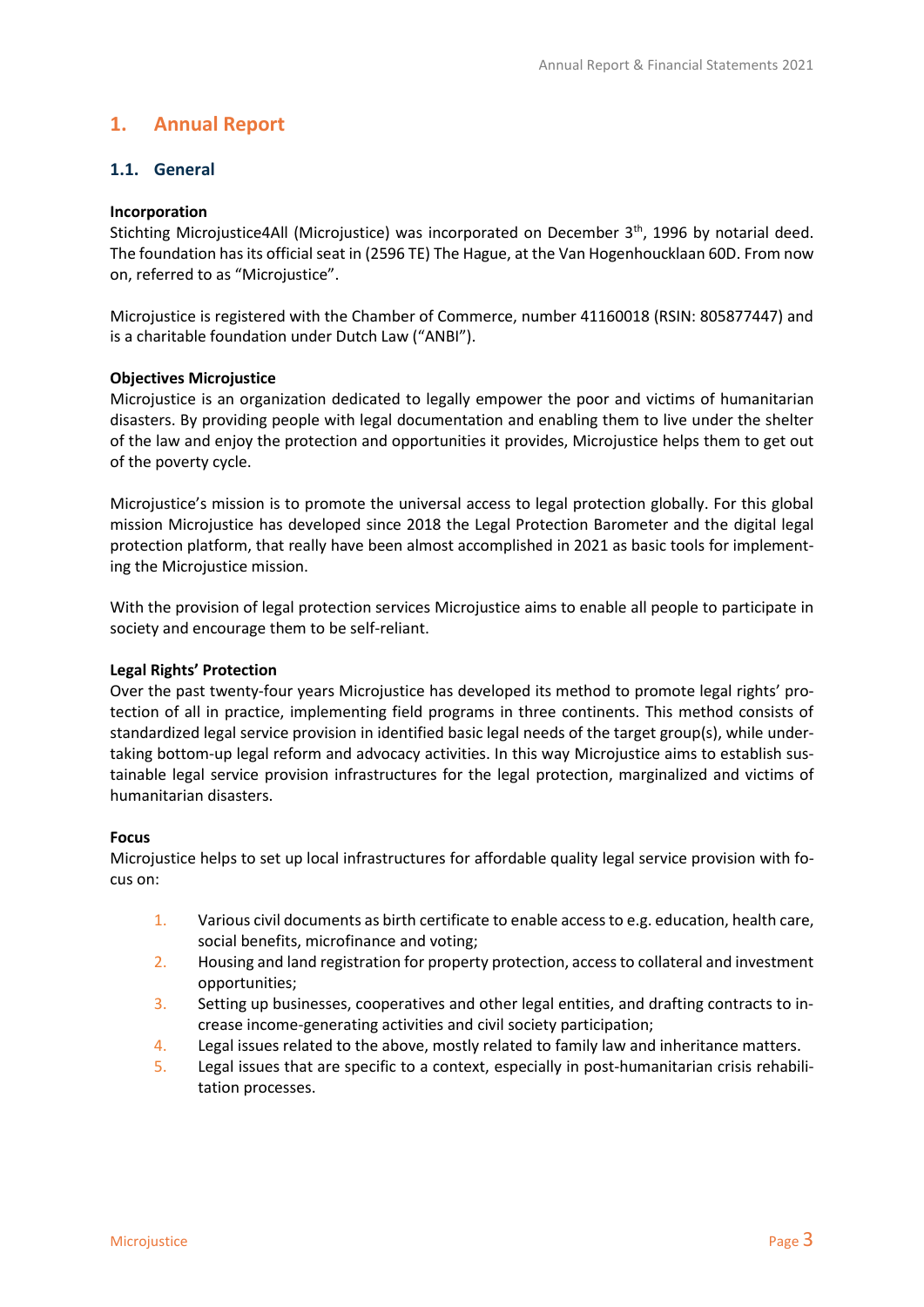# 1. Annual Report

## 1.1. General

**Incorporation**

Stichting Microjustice4All (Microjustice) was incorporated on December 3th, 1996 by notarial deed. The foundation has its official seat in (2596 TE) The Hague, at the Van Hogenhoucklaan 60D. From now on, referred to as “Microjustice”.

Microjustice is registered with the Chamber of Commerce, number 41160018 (RSIN: 805877447) and is a charitable foundation under Dutch Law (“ANBI”).

**Objectives Microjustice**

Microjustice is an organization dedicated to legally empower the poor and victims of humanitarian disasters. By providing people with legal documentation and enabling them to live under the shelter of the law and enjoy the protection and opportunities it provides, Microjustice helps them to get out of the poverty cycle.

Microjustice’s mission is to promote the universal access to legal protection globally. For this global mission Microjustice has developed since 2018 the Legal Protection Barometer and the digital legal protection platform, that really have been almost accomplished in 2021 as basic tools for implementing the Microjustice mission.

With the provision of legal protection services Microjustice aims to enable all people to participate in society and encourage them to be self-reliant.

**Legal Rights’ Protection**

Over the past twenty-four years Microjustice has developed its method to promote legal rights’ protection of all in practice, implementing field programs in three continents. This method consists of standardized legal service provision in identified basic legal needs of the target group(s), while undertaking bottom-up legal reform and advocacy activities. In this way Microjustice aims to establish sustainable legal service provision infrastructures for the legal protection, marginalized and victims of humanitarian disasters.

**Focus**

Microjustice helps to set up local infrastructures for affordable quality legal service provision with focus on:

1. Various civil documents as birth certificate to enable access to e.g. education, health care, social benefits, microfinance and voting;
2. Housing and land registration for property protection, access to collateral and investment opportunities;
3. Setting up businesses, cooperatives and other legal entities, and drafting contracts to increase income-generating activities and civil society participation;
4. Legal issues related to the above, mostly related to family law and inheritance matters.
5. Legal issues that are specific to a context, especially in post-humanitarian crisis rehabilitation processes.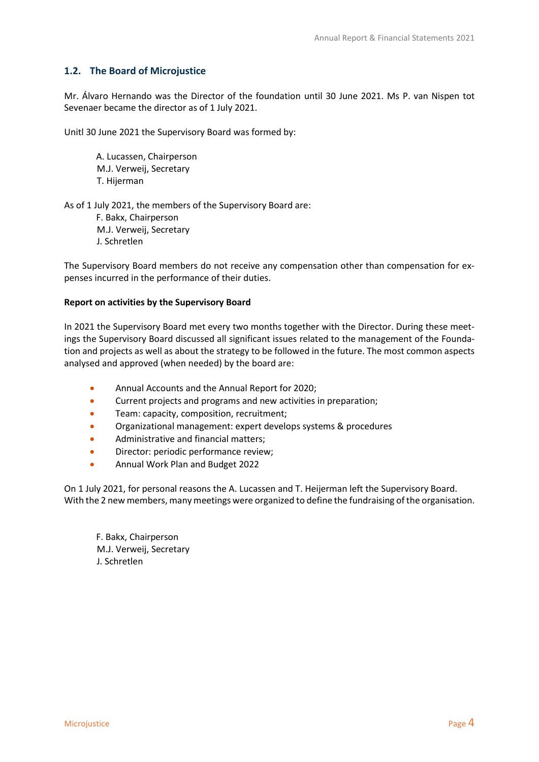## 1.2. The Board of Microjustice

Mr. Álvaro Hernando was the Director of the foundation until 30 June 2021. Ms P. van Nispen tot Sevenaer became the director as of 1 July 2021.

Unitl 30 June 2021 the Supervisory Board was formed by:

A. Lucassen, Chairperson  
M.J. Verweij, Secretary  
T. Hijerman

As of 1 July 2021, the members of the Supervisory Board are:

F. Bakx, Chairperson  
M.J. Verweij, Secretary  
J. Schretlen

The Supervisory Board members do not receive any compensation other than compensation for expenses incurred in the performance of their duties.

**Report on activities by the Supervisory Board**

In 2021 the Supervisory Board met every two months together with the Director. During these meetings the Supervisory Board discussed all significant issues related to the management of the Foundation and projects as well as about the strategy to be followed in the future. The most common aspects analysed and approved (when needed) by the board are:

- Annual Accounts and the Annual Report for 2020;
- Current projects and programs and new activities in preparation;
- Team: capacity, composition, recruitment;
- Organizational management: expert develops systems & procedures
- Administrative and financial matters;
- Director: periodic performance review;
- Annual Work Plan and Budget 2022

On 1 July 2021, for personal reasons the A. Lucassen and T. Heijerman left the Supervisory Board. With the 2 new members, many meetings were organized to define the fundraising of the organisation.

F. Bakx, Chairperson  
M.J. Verweij, Secretary  
J. Schretlen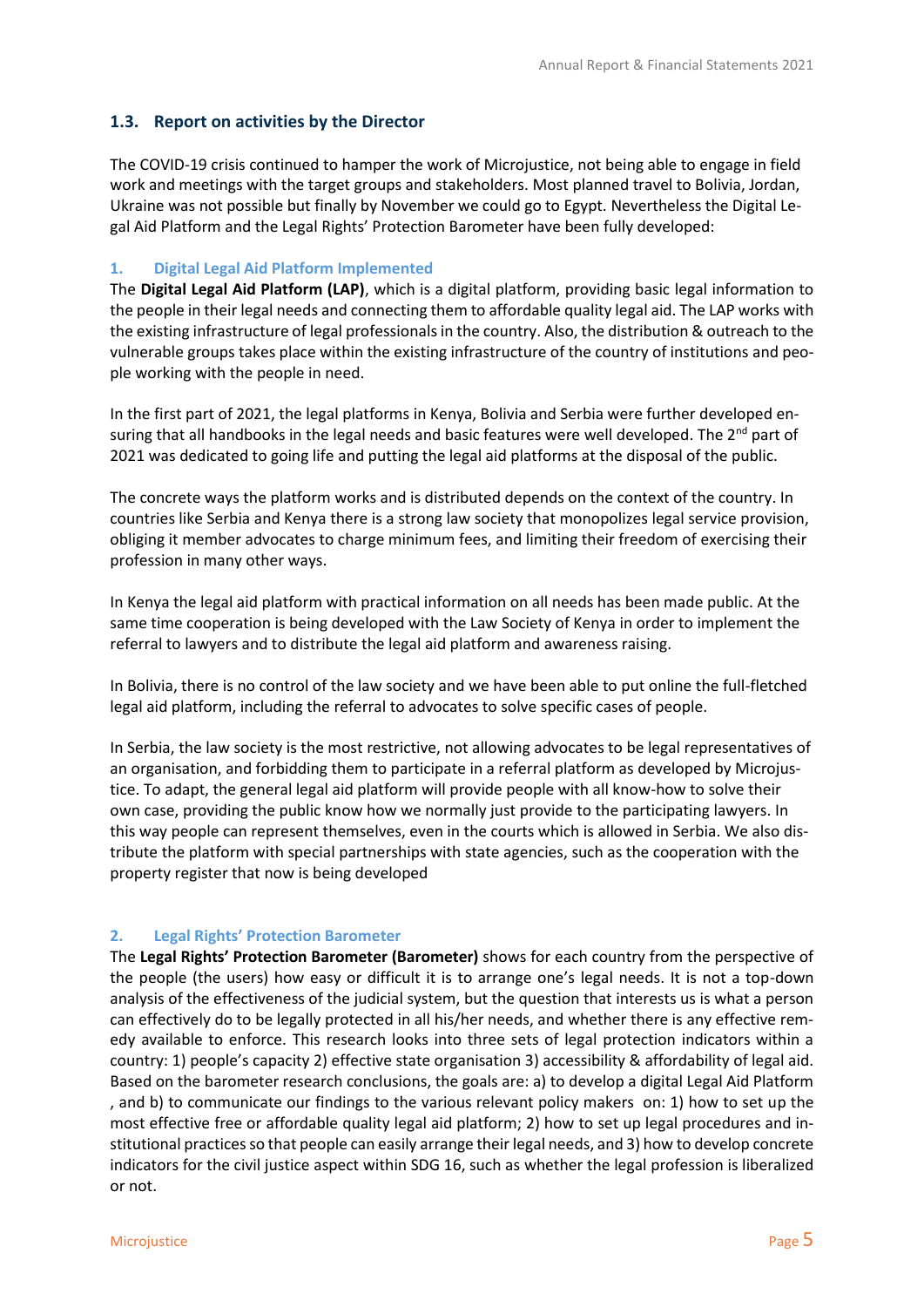## 1.3. Report on activities by the Director

The COVID-19 crisis continued to hamper the work of Microjustice, not being able to engage in field work and meetings with the target groups and stakeholders. Most planned travel to Bolivia, Jordan, Ukraine was not possible but finally by November we could go to Egypt. Nevertheless the Digital Legal Aid Platform and the Legal Rights' Protection Barometer have been fully developed:

### 1. Digital Legal Aid Platform Implemented

The **Digital Legal Aid Platform (LAP)**, which is a digital platform, providing basic legal information to the people in their legal needs and connecting them to affordable quality legal aid. The LAP works with the existing infrastructure of legal professionals in the country. Also, the distribution & outreach to the vulnerable groups takes place within the existing infrastructure of the country of institutions and people working with the people in need.

In the first part of 2021, the legal platforms in Kenya, Bolivia and Serbia were further developed ensuring that all handbooks in the legal needs and basic features were well developed. The 2nd part of 2021 was dedicated to going life and putting the legal aid platforms at the disposal of the public.

The concrete ways the platform works and is distributed depends on the context of the country. In countries like Serbia and Kenya there is a strong law society that monopolizes legal service provision, obliging it member advocates to charge minimum fees, and limiting their freedom of exercising their profession in many other ways.

In Kenya the legal aid platform with practical information on all needs has been made public. At the same time cooperation is being developed with the Law Society of Kenya in order to implement the referral to lawyers and to distribute the legal aid platform and awareness raising.

In Bolivia, there is no control of the law society and we have been able to put online the full-fletched legal aid platform, including the referral to advocates to solve specific cases of people.

In Serbia, the law society is the most restrictive, not allowing advocates to be legal representatives of an organisation, and forbidding them to participate in a referral platform as developed by Microjustice. To adapt, the general legal aid platform will provide people with all know-how to solve their own case, providing the public know how we normally just provide to the participating lawyers. In this way people can represent themselves, even in the courts which is allowed in Serbia. We also distribute the platform with special partnerships with state agencies, such as the cooperation with the property register that now is being developed

### 2. Legal Rights' Protection Barometer

The **Legal Rights' Protection Barometer (Barometer)** shows for each country from the perspective of the people (the users) how easy or difficult it is to arrange one's legal needs. It is not a top-down analysis of the effectiveness of the judicial system, but the question that interests us is what a person can effectively do to be legally protected in all his/her needs, and whether there is any effective remedy available to enforce. This research looks into three sets of legal protection indicators within a country: 1) people's capacity 2) effective state organisation 3) accessibility & affordability of legal aid. Based on the barometer research conclusions, the goals are: a) to develop a digital Legal Aid Platform , and b) to communicate our findings to the various relevant policy makers on: 1) how to set up the most effective free or affordable quality legal aid platform; 2) how to set up legal procedures and institutional practices so that people can easily arrange their legal needs, and 3) how to develop concrete indicators for the civil justice aspect within SDG 16, such as whether the legal profession is liberalized or not.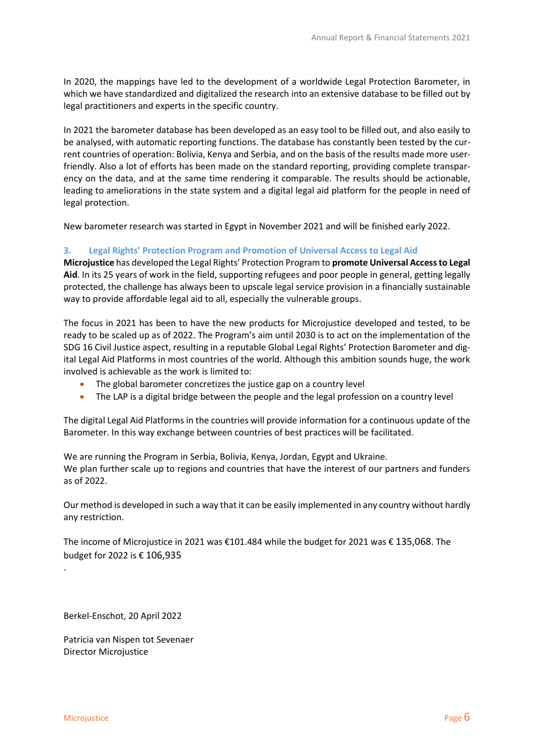In 2020, the mappings have led to the development of a worldwide Legal Protection Barometer, in which we have standardized and digitalized the research into an extensive database to be filled out by legal practitioners and experts in the specific country.

In 2021 the barometer database has been developed as an easy tool to be filled out, and also easily to be analysed, with automatic reporting functions. The database has constantly been tested by the current countries of operation: Bolivia, Kenya and Serbia, and on the basis of the results made more user-friendly. Also a lot of efforts has been made on the standard reporting, providing complete transparency on the data, and at the same time rendering it comparable. The results should be actionable, leading to ameliorations in the state system and a digital legal aid platform for the people in need of legal protection.

New barometer research was started in Egypt in November 2021 and will be finished early 2022.

### 3. Legal Rights' Protection Program and Promotion of Universal Access to Legal Aid

**Microjustice** has developed the Legal Rights' Protection Program to **promote Universal Access to Legal Aid**. In its 25 years of work in the field, supporting refugees and poor people in general, getting legally protected, the challenge has always been to upscale legal service provision in a financially sustainable way to provide affordable legal aid to all, especially the vulnerable groups.

The focus in 2021 has been to have the new products for Microjustice developed and tested, to be ready to be scaled up as of 2022. The Program's aim until 2030 is to act on the implementation of the SDG 16 Civil Justice aspect, resulting in a reputable Global Legal Rights' Protection Barometer and digital Legal Aid Platforms in most countries of the world. Although this ambition sounds huge, the work involved is achievable as the work is limited to:

- The global barometer concretizes the justice gap on a country level
- The LAP is a digital bridge between the people and the legal profession on a country level

The digital Legal Aid Platforms in the countries will provide information for a continuous update of the Barometer. In this way exchange between countries of best practices will be facilitated.

We are running the Program in Serbia, Bolivia, Kenya, Jordan, Egypt and Ukraine.
We plan further scale up to regions and countries that have the interest of our partners and funders as of 2022.

Our method is developed in such a way that it can be easily implemented in any country without hardly any restriction.

The income of Microjustice in 2021 was €101.484 while the budget for 2021 was € 135,068. The budget for 2022 is € 106,935

.

Berkel-Enschot, 20 April 2022

Patricia van Nispen tot Sevenaer
Director Microjustice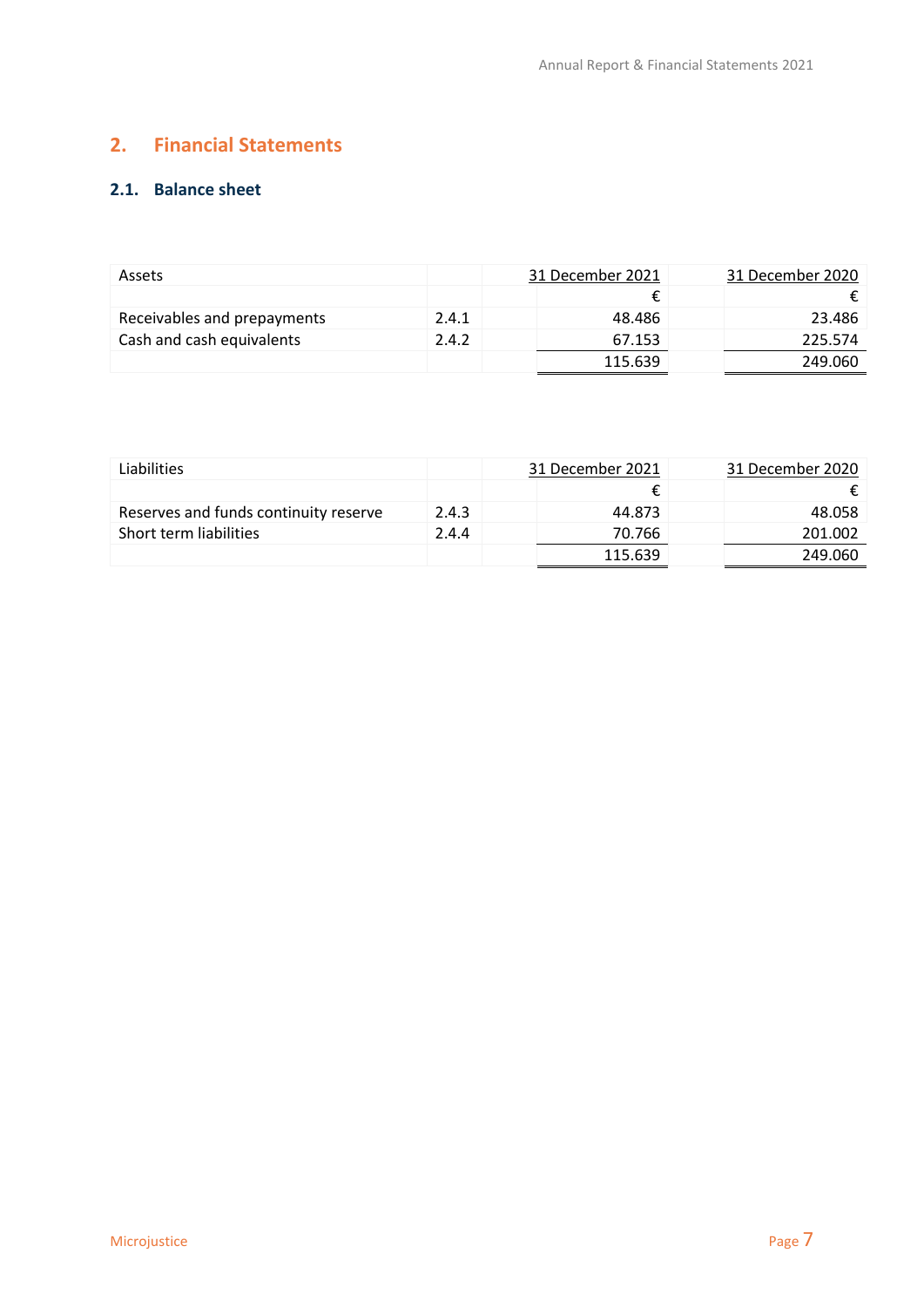## 2. Financial Statements

### 2.1. Balance sheet

| Assets | | 31 December 2021 | 31 December 2020 |
|---|---|---|---|
| | | € | € |
| Receivables and prepayments | 2.4.1 | 48.486 | 23.486 |
| Cash and cash equivalents | 2.4.2 | 67.153 | 225.574 |
| | | 115.639 | 249.060 |

| Liabilities | | 31 December 2021 | 31 December 2020 |
|---|---|---|---|
| | | € | € |
| Reserves and funds continuity reserve | 2.4.3 | 44.873 | 48.058 |
| Short term liabilities | 2.4.4 | 70.766 | 201.002 |
| | | 115.639 | 249.060 |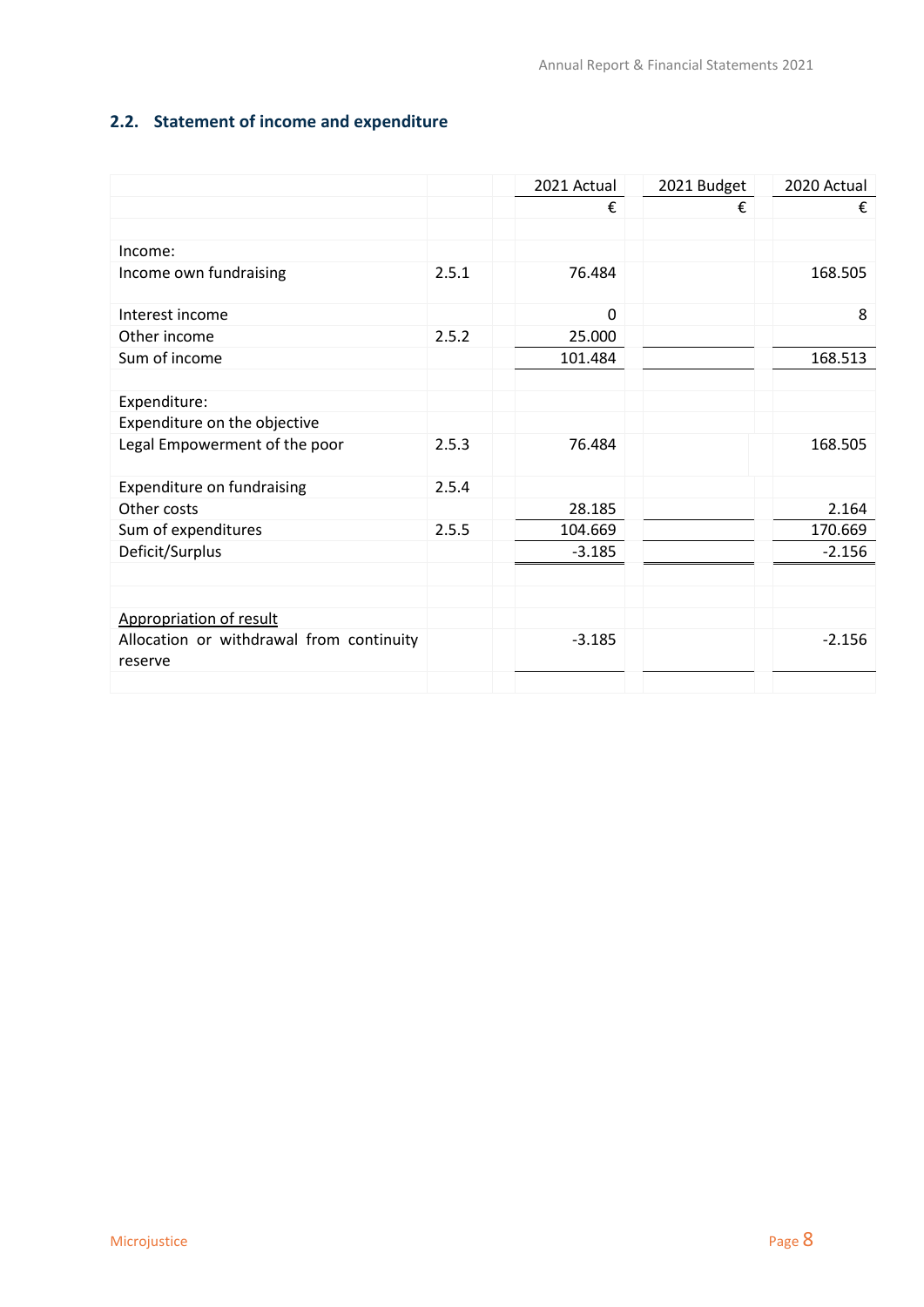## 2.2. Statement of income and expenditure

| | | 2021 Actual | 2021 Budget | 2020 Actual |
|---|---|---|---|---|
| | | € | € | € |
| | | | | |
| Income: | | | | |
| Income own fundraising | 2.5.1 | 76.484 | | 168.505 |
| Interest income | | 0 | | 8 |
| Other income | 2.5.2 | 25.000 | | |
| Sum of income | | 101.484 | | 168.513 |
| | | | | |
| Expenditure: | | | | |
| Expenditure on the objective | | | | |
| Legal Empowerment of the poor | 2.5.3 | 76.484 | | 168.505 |
| Expenditure on fundraising | 2.5.4 | | | |
| Other costs | | 28.185 | | 2.164 |
| Sum of expenditures | 2.5.5 | 104.669 | | 170.669 |
| Deficit/Surplus | | -3.185 | | -2.156 |
| | | | | |
| <u>Appropriation of result</u> | | | | |
| Allocation or withdrawal from continuity reserve | | -3.185 | | -2.156 |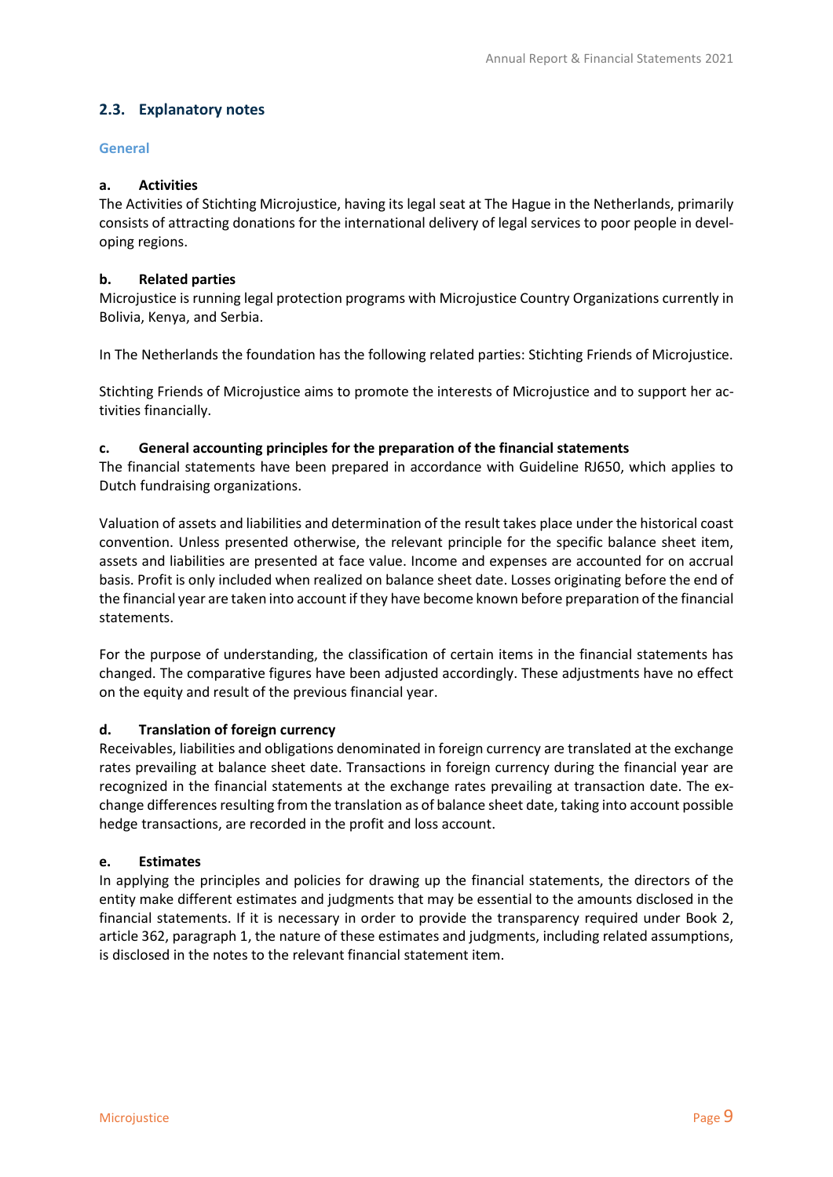## 2.3. Explanatory notes

### General

#### a. Activities

The Activities of Stichting Microjustice, having its legal seat at The Hague in the Netherlands, primarily consists of attracting donations for the international delivery of legal services to poor people in developing regions.

#### b. Related parties

Microjustice is running legal protection programs with Microjustice Country Organizations currently in Bolivia, Kenya, and Serbia.

In The Netherlands the foundation has the following related parties: Stichting Friends of Microjustice.

Stichting Friends of Microjustice aims to promote the interests of Microjustice and to support her activities financially.

#### c. General accounting principles for the preparation of the financial statements

The financial statements have been prepared in accordance with Guideline RJ650, which applies to Dutch fundraising organizations.

Valuation of assets and liabilities and determination of the result takes place under the historical coast convention. Unless presented otherwise, the relevant principle for the specific balance sheet item, assets and liabilities are presented at face value. Income and expenses are accounted for on accrual basis. Profit is only included when realized on balance sheet date. Losses originating before the end of the financial year are taken into account if they have become known before preparation of the financial statements.

For the purpose of understanding, the classification of certain items in the financial statements has changed. The comparative figures have been adjusted accordingly. These adjustments have no effect on the equity and result of the previous financial year.

#### d. Translation of foreign currency

Receivables, liabilities and obligations denominated in foreign currency are translated at the exchange rates prevailing at balance sheet date. Transactions in foreign currency during the financial year are recognized in the financial statements at the exchange rates prevailing at transaction date. The exchange differences resulting from the translation as of balance sheet date, taking into account possible hedge transactions, are recorded in the profit and loss account.

#### e. Estimates

In applying the principles and policies for drawing up the financial statements, the directors of the entity make different estimates and judgments that may be essential to the amounts disclosed in the financial statements. If it is necessary in order to provide the transparency required under Book 2, article 362, paragraph 1, the nature of these estimates and judgments, including related assumptions, is disclosed in the notes to the relevant financial statement item.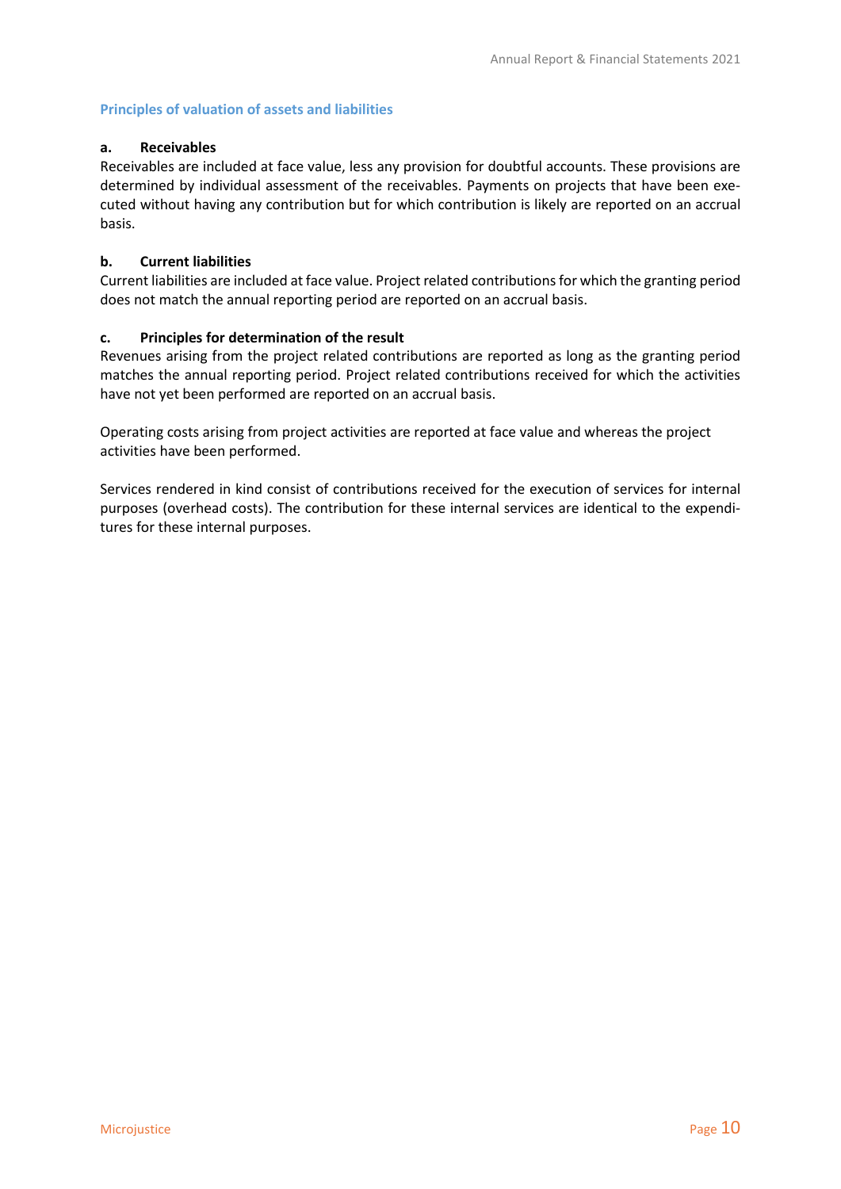### Principles of valuation of assets and liabilities

**a. Receivables**

Receivables are included at face value, less any provision for doubtful accounts. These provisions are determined by individual assessment of the receivables. Payments on projects that have been executed without having any contribution but for which contribution is likely are reported on an accrual basis.

**b. Current liabilities**

Current liabilities are included at face value. Project related contributions for which the granting period does not match the annual reporting period are reported on an accrual basis.

**c. Principles for determination of the result**

Revenues arising from the project related contributions are reported as long as the granting period matches the annual reporting period. Project related contributions received for which the activities have not yet been performed are reported on an accrual basis.

Operating costs arising from project activities are reported at face value and whereas the project activities have been performed.

Services rendered in kind consist of contributions received for the execution of services for internal purposes (overhead costs). The contribution for these internal services are identical to the expenditures for these internal purposes.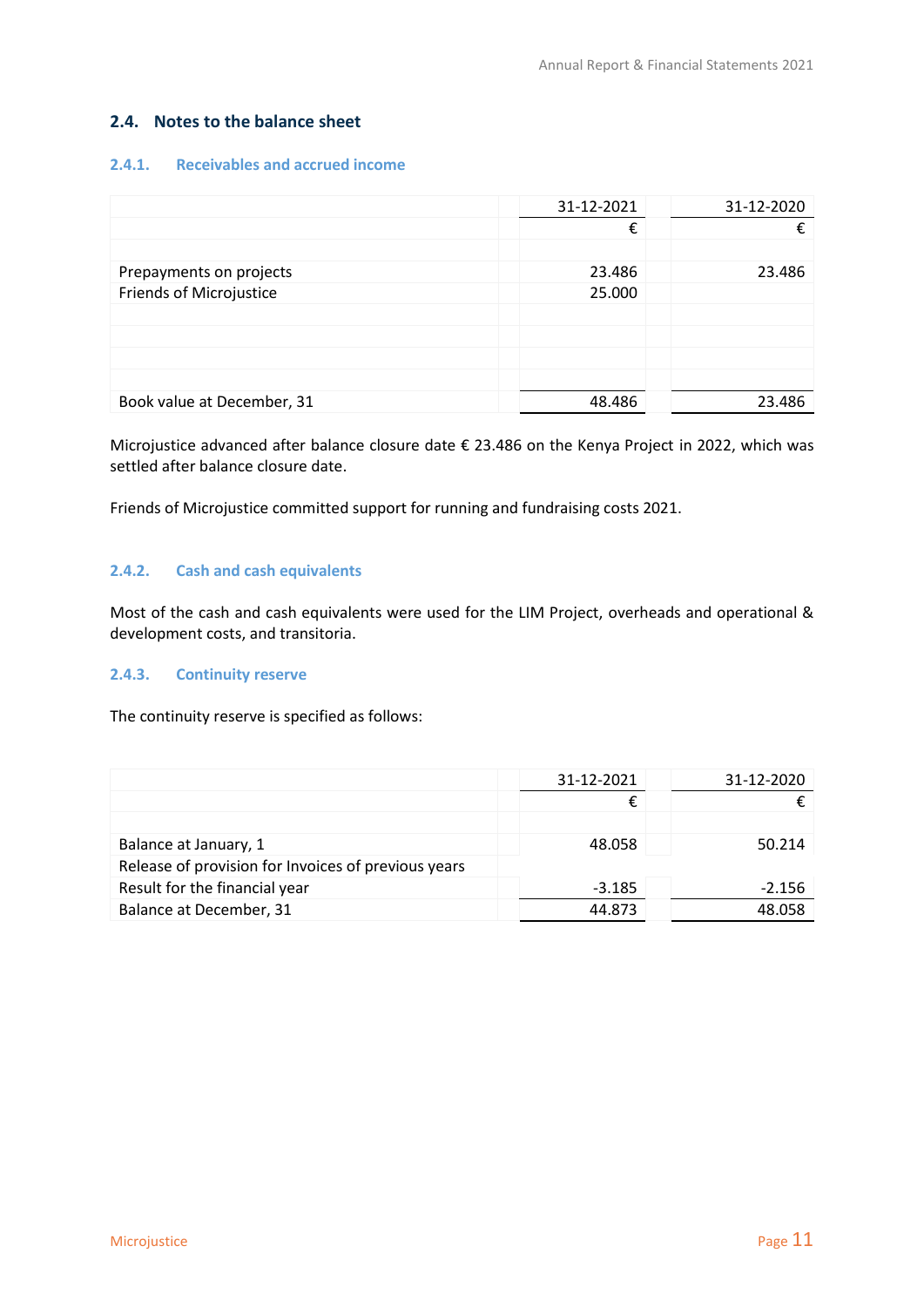## 2.4. Notes to the balance sheet

### 2.4.1. Receivables and accrued income

| | 31-12-2021 | 31-12-2020 |
|---|---|---|
| | € | € |
| Prepayments on projects | 23.486 | 23.486 |
| Friends of Microjustice | 25.000 | |
| Book value at December, 31 | 48.486 | 23.486 |

Microjustice advanced after balance closure date € 23.486 on the Kenya Project in 2022, which was settled after balance closure date.

Friends of Microjustice committed support for running and fundraising costs 2021.

### 2.4.2. Cash and cash equivalents

Most of the cash and cash equivalents were used for the LIM Project, overheads and operational & development costs, and transitoria.

### 2.4.3. Continuity reserve

The continuity reserve is specified as follows:

| | 31-12-2021 | 31-12-2020 |
|---|---|---|
| | € | € |
| Balance at January, 1 | 48.058 | 50.214 |
| Release of provision for Invoices of previous years | | |
| Result for the financial year | -3.185 | -2.156 |
| Balance at December, 31 | 44.873 | 48.058 |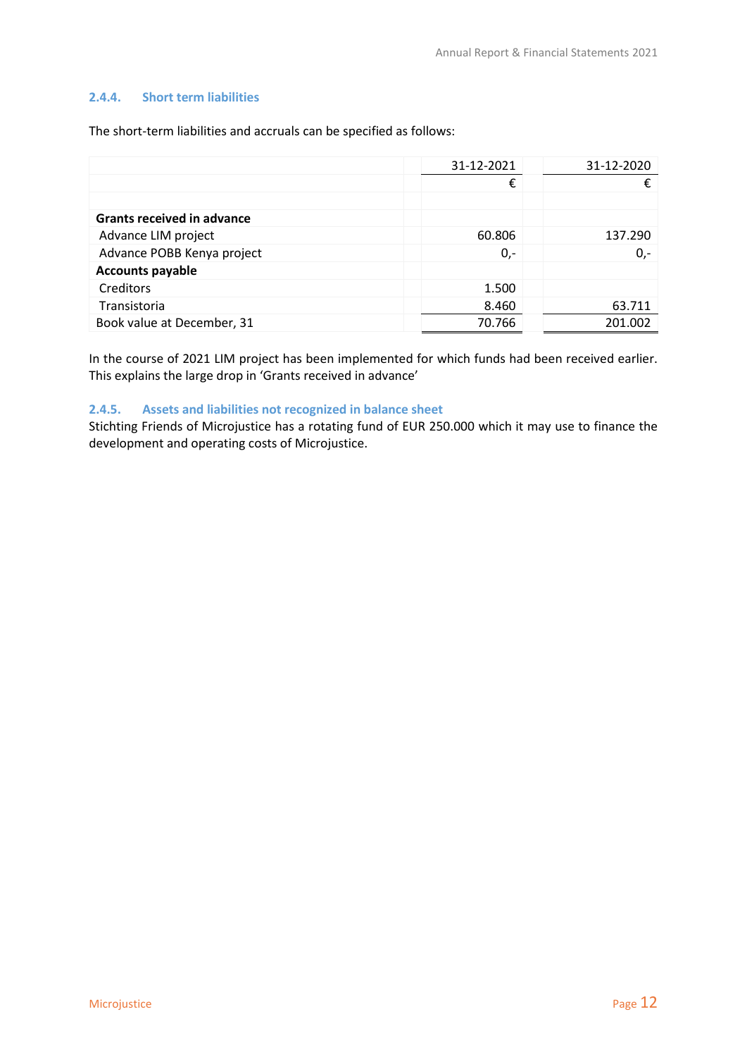### 2.4.4. Short term liabilities

The short-term liabilities and accruals can be specified as follows:

| | 31-12-2021 | 31-12-2020 |
|---|---|---|
| | € | € |
| | | |
| **Grants received in advance** | | |
| Advance LIM project | 60.806 | 137.290 |
| Advance POBB Kenya project | 0,- | 0,- |
| **Accounts payable** | | |
| Creditors | 1.500 | |
| Transistoria | 8.460 | 63.711 |
| Book value at December, 31 | 70.766 | 201.002 |

In the course of 2021 LIM project has been implemented for which funds had been received earlier. This explains the large drop in 'Grants received in advance'

### 2.4.5. Assets and liabilities not recognized in balance sheet

Stichting Friends of Microjustice has a rotating fund of EUR 250.000 which it may use to finance the development and operating costs of Microjustice.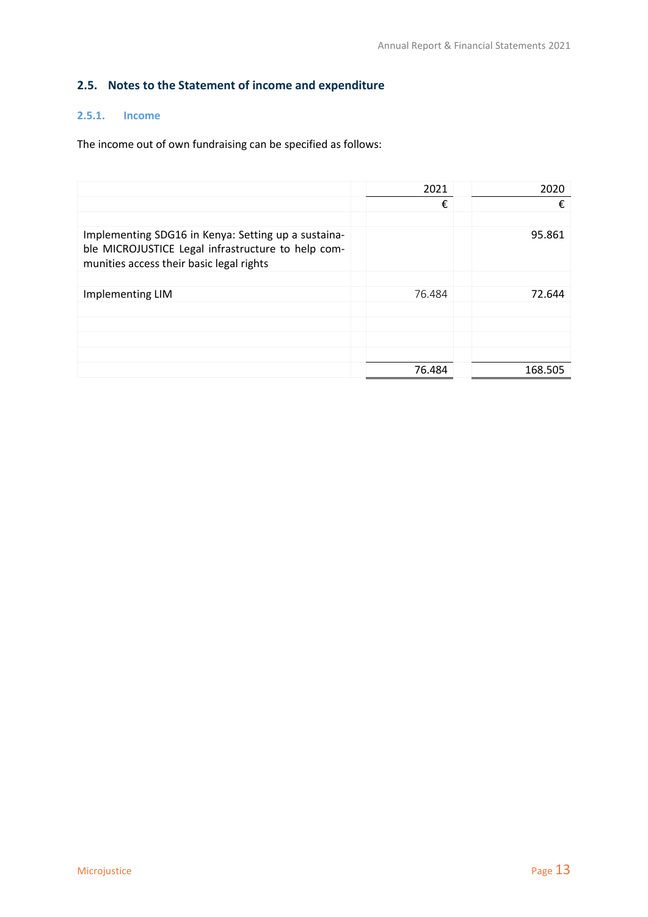## 2.5. Notes to the Statement of income and expenditure

### 2.5.1. Income

The income out of own fundraising can be specified as follows:

| | 2021 | 2020 |
|---|---|---|
| | € | € |
| Implementing SDG16 in Kenya: Setting up a sustainable MICROJUSTICE Legal infrastructure to help communities access their basic legal rights | | 95.861 |
| Implementing LIM | 76.484 | 72.644 |
| | 76.484 | 168.505 |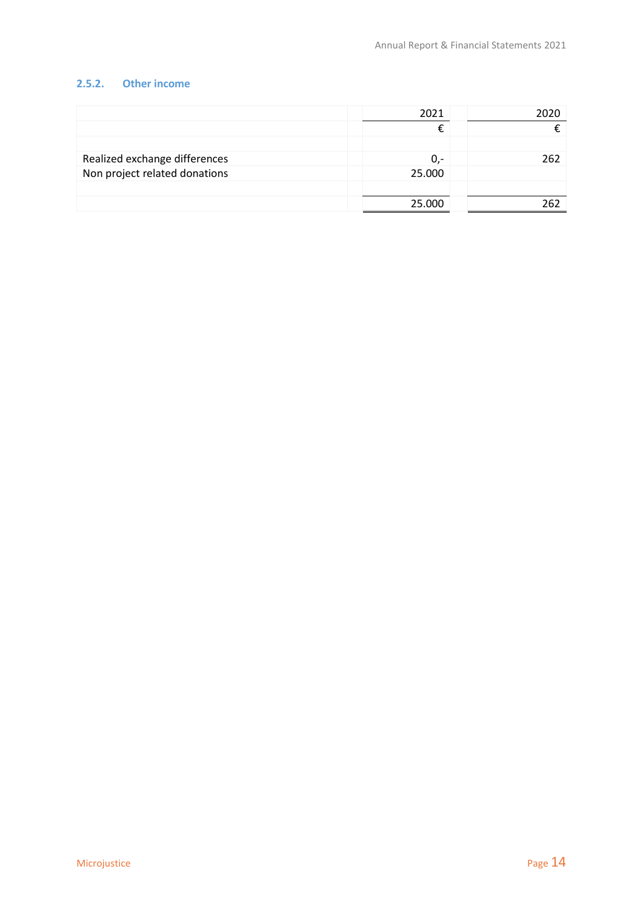### 2.5.2. Other income

| | 2021 | 2020 |
|---|---|---|
| | € | € |
| | | |
| Realized exchange differences | 0,- | 262 |
| Non project related donations | 25.000 | |
| | | |
| | 25.000 | 262 |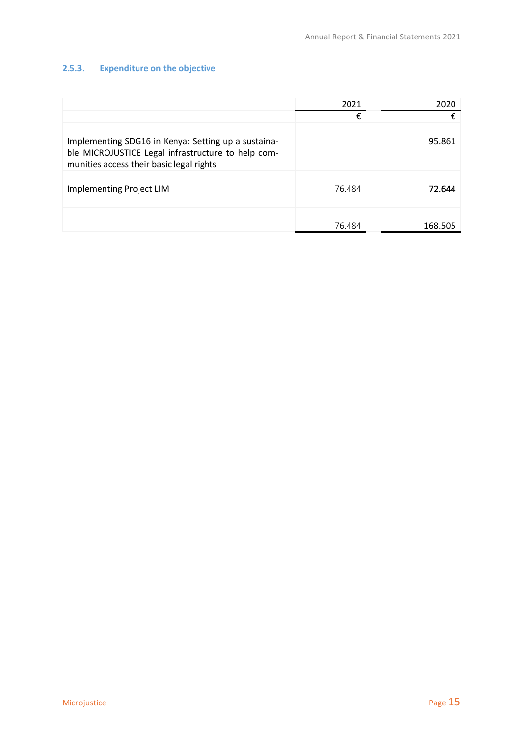### 2.5.3. Expenditure on the objective

| | 2021 | 2020 |
|---|---|---|
| | € | € |
| Implementing SDG16 in Kenya: Setting up a sustainable MICROJUSTICE Legal infrastructure to help communities access their basic legal rights | | 95.861 |
| Implementing Project LIM | 76.484 | 72.644 |
| | 76.484 | 168.505 |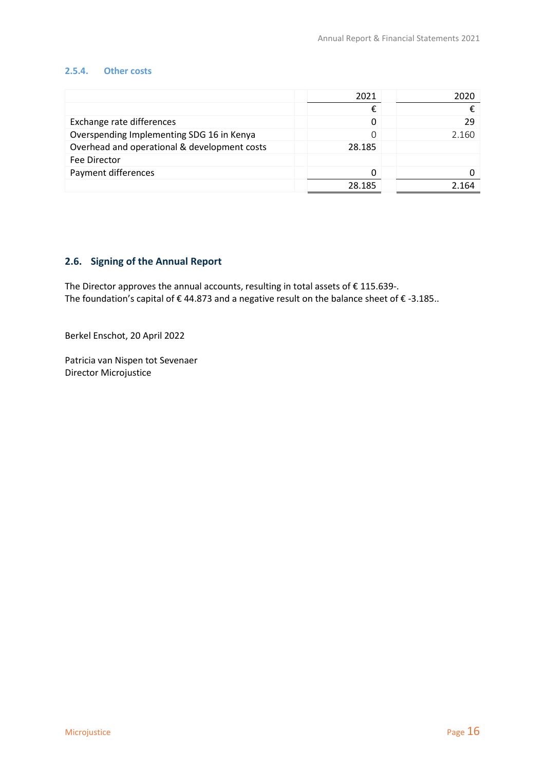### 2.5.4. Other costs

| | 2021 | 2020 |
|---|---:|---:|
| | € | € |
| Exchange rate differences | 0 | 29 |
| Overspending Implementing SDG 16 in Kenya | 0 | 2.160 |
| Overhead and operational & development costs | 28.185 | |
| Fee Director | | |
| Payment differences | 0 | 0 |
| | 28.185 | 2.164 |

## 2.6. Signing of the Annual Report

The Director approves the annual accounts, resulting in total assets of € 115.639-.
The foundation's capital of € 44.873 and a negative result on the balance sheet of € -3.185..

Berkel Enschot, 20 April 2022

Patricia van Nispen tot Sevenaer
Director Microjustice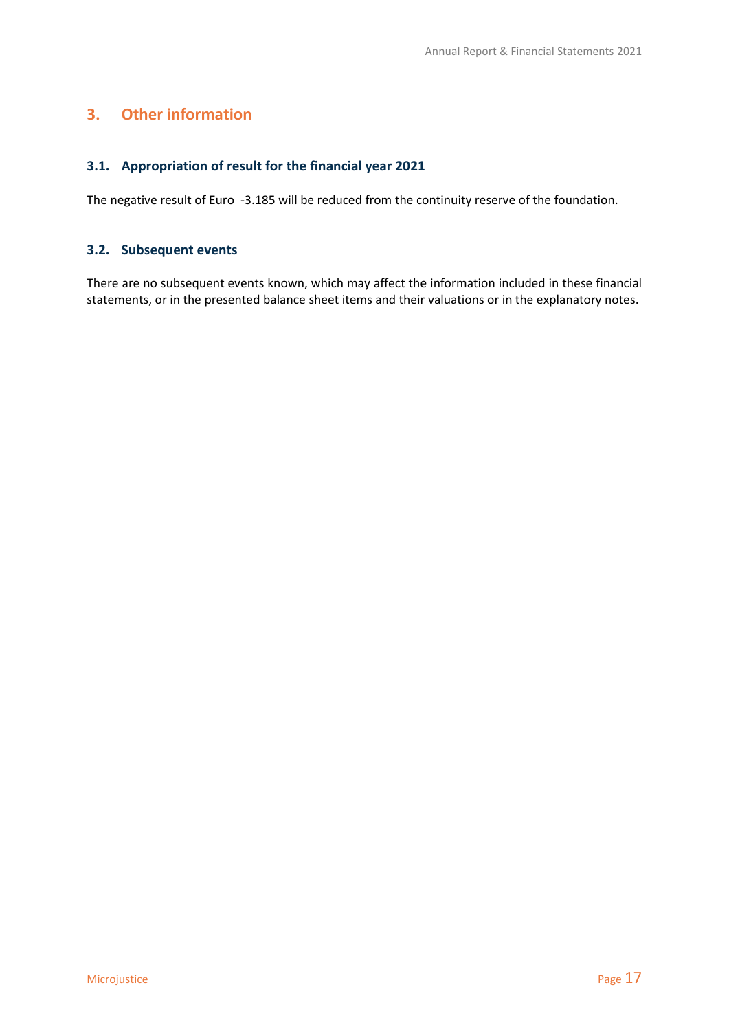# 3. Other information

## 3.1. Appropriation of result for the financial year 2021

The negative result of Euro -3.185 will be reduced from the continuity reserve of the foundation.

## 3.2. Subsequent events

There are no subsequent events known, which may affect the information included in these financial statements, or in the presented balance sheet items and their valuations or in the explanatory notes.